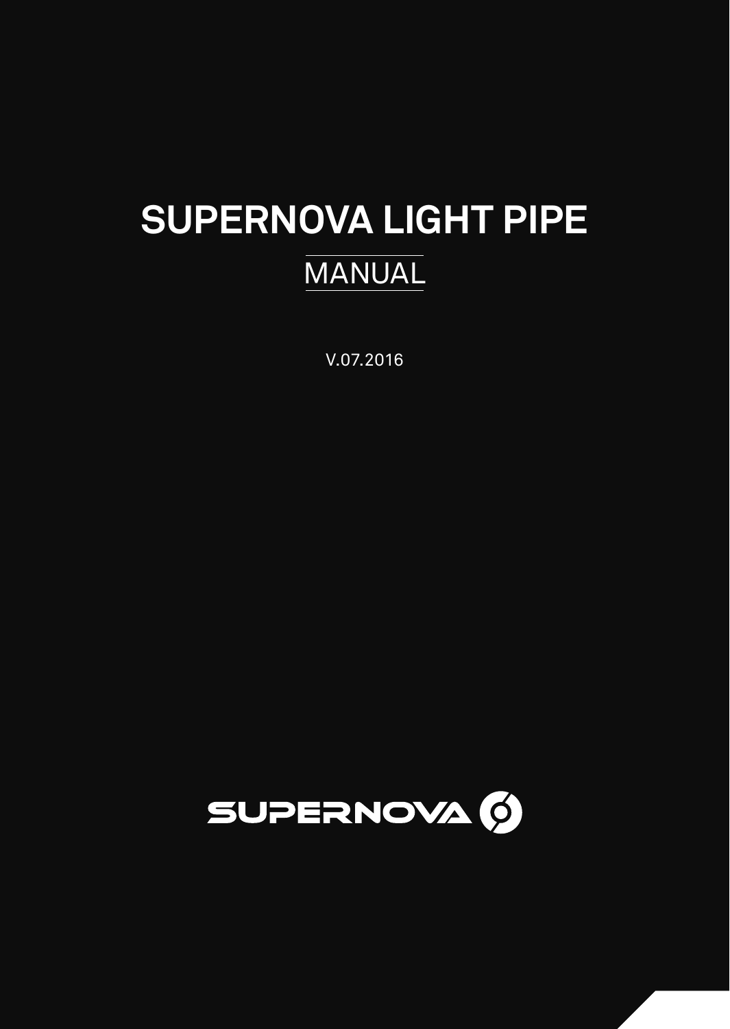# SUPERNOVA LIGHT PIPE

## MANUAL

V.07.2016

SUPERNOVA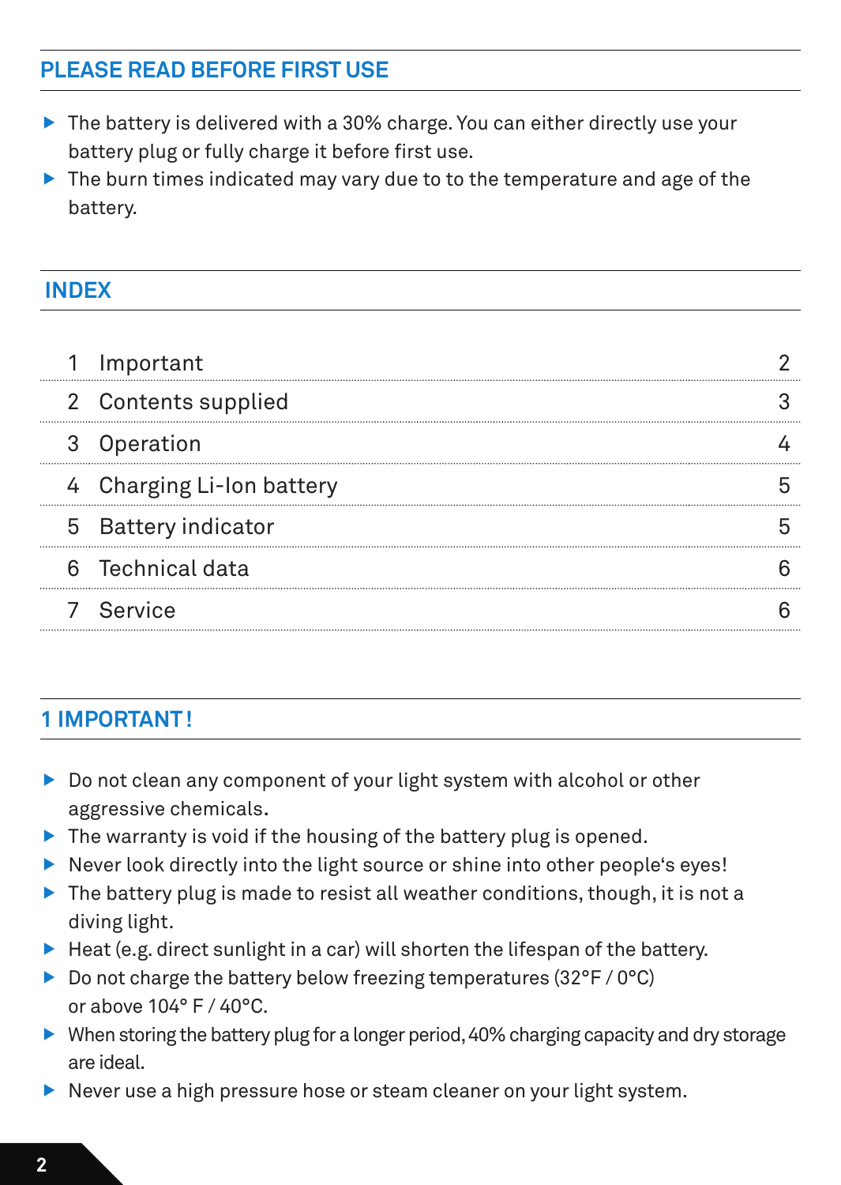## PLEASE READ BEFORE FIRST USE

- The battery is delivered with a 30% charge. You can either directly use your battery plug or fully charge it before first use.
- The burn times indicated may vary due to to the temperature and age of the battery.

## INDEX

| | | |
|---|---|---|
| 1 | Important | 2 |
| 2 | Contents supplied | 3 |
| 3 | Operation | 4 |
| 4 | Charging Li-Ion battery | 5 |
| 5 | Battery indicator | 5 |
| 6 | Technical data | 6 |
| 7 | Service | 6 |

## 1 IMPORTANT !

- Do not clean any component of your light system with alcohol or other aggressive chemicals.
- The warranty is void if the housing of the battery plug is opened.
- Never look directly into the light source or shine into other people's eyes!
- The battery plug is made to resist all weather conditions, though, it is not a diving light.
- Heat (e.g. direct sunlight in a car) will shorten the lifespan of the battery.
- Do not charge the battery below freezing temperatures (32°F / 0°C) or above 104° F / 40°C.
- When storing the battery plug for a longer period, 40% charging capacity and dry storage are ideal.
- Never use a high pressure hose or steam cleaner on your light system.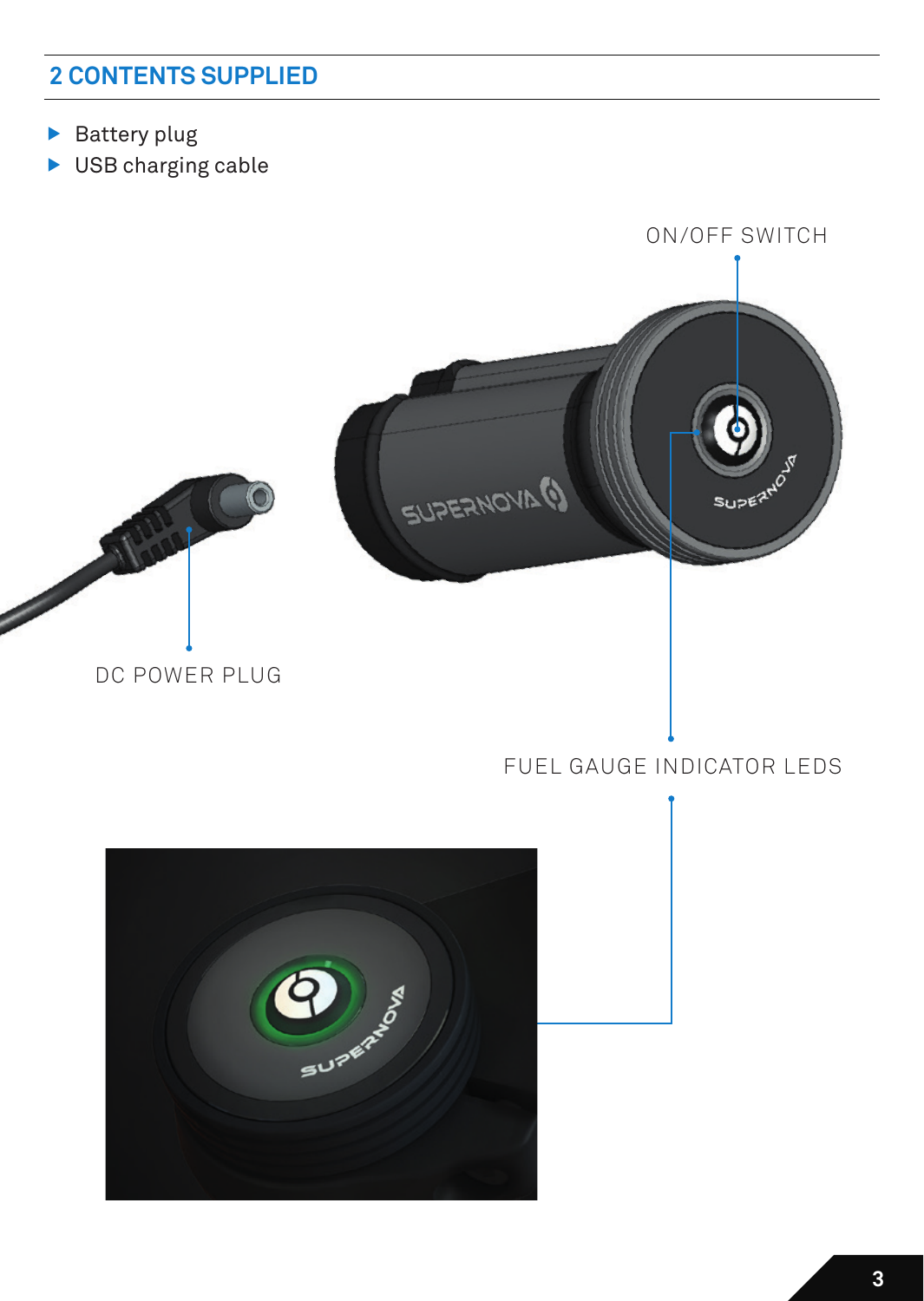## 2 CONTENTS SUPPLIED

- Battery plug
- USB charging cable

ON/OFF SWITCH

DC POWER PLUG

FUEL GAUGE INDICATOR LEDS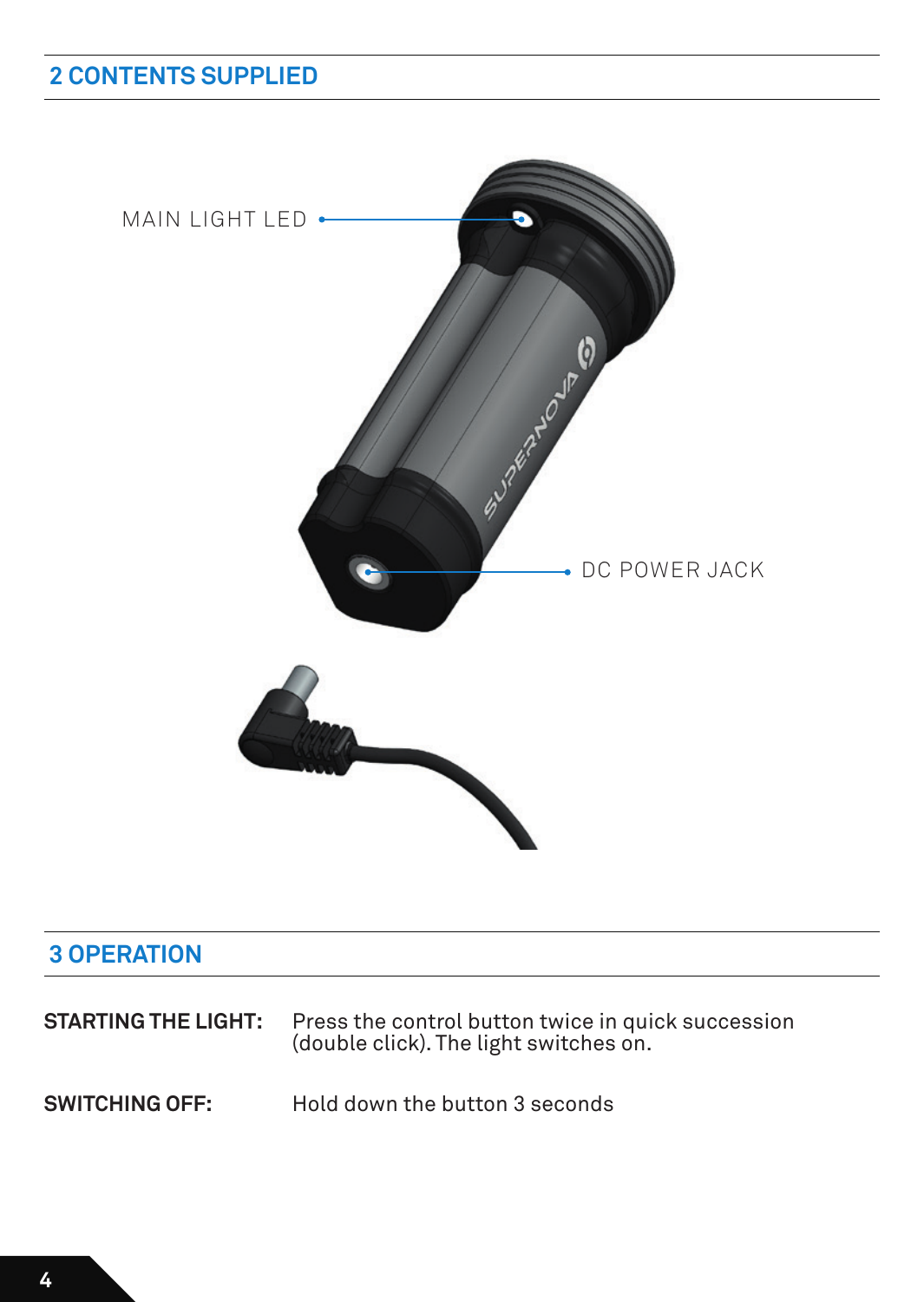## 2 CONTENTS SUPPLIED

MAIN LIGHT LED

DC POWER JACK

## 3 OPERATION

**STARTING THE LIGHT:** Press the control button twice in quick succession (double click). The light switches on.

**SWITCHING OFF:** Hold down the button 3 seconds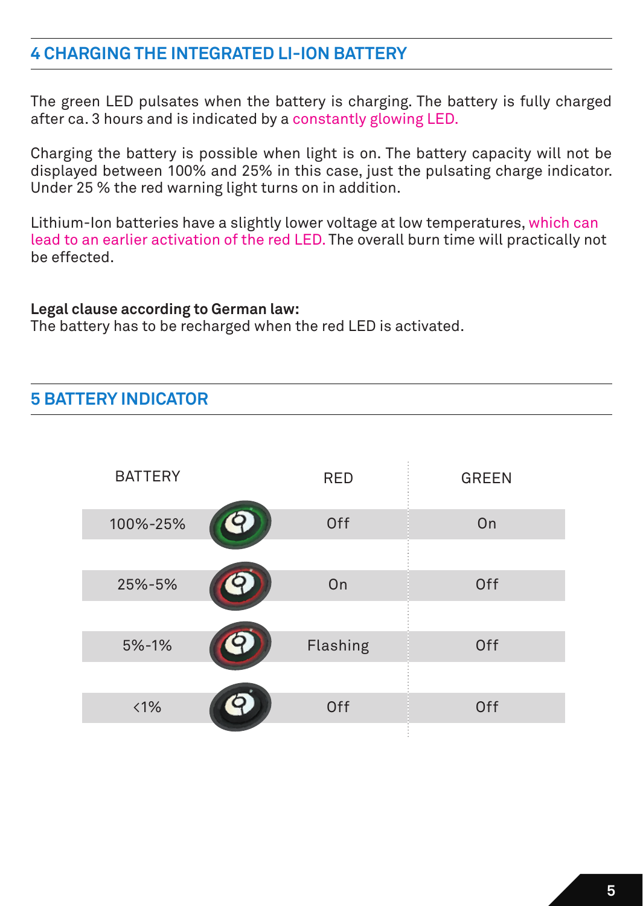## 4 CHARGING THE INTEGRATED LI-ION BATTERY

The green LED pulsates when the battery is charging. The battery is fully charged after ca. 3 hours and is indicated by a constantly glowing LED.

Charging the battery is possible when light is on. The battery capacity will not be displayed between 100% and 25% in this case, just the pulsating charge indicator. Under 25 % the red warning light turns on in addition.

Lithium-Ion batteries have a slightly lower voltage at low temperatures, which can lead to an earlier activation of the red LED. The overall burn time will practically not be effected.

**Legal clause according to German law:**
The battery has to be recharged when the red LED is activated.

## 5 BATTERY INDICATOR

| BATTERY | RED | GREEN |
|---|---|---|
| 100%-25% | Off | On |
| 25%-5% | On | Off |
| 5%-1% | Flashing | Off |
| <1% | Off | Off |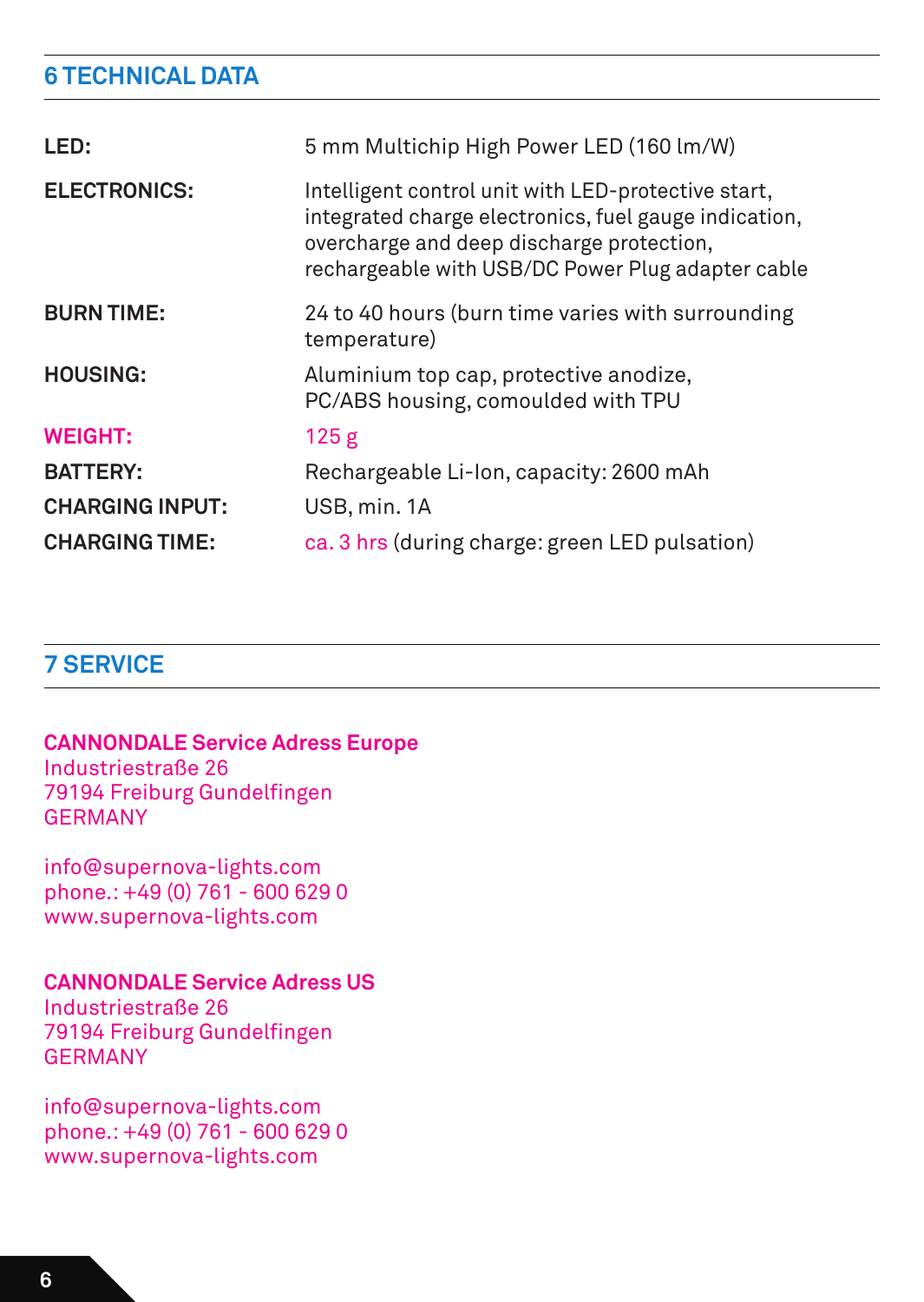## 6 TECHNICAL DATA

| | |
|---|---|
| **LED:** | 5 mm Multichip High Power LED (160 lm/W) |
| **ELECTRONICS:** | Intelligent control unit with LED-protective start, integrated charge electronics, fuel gauge indication, overcharge and deep discharge protection, rechargeable with USB/DC Power Plug adapter cable |
| **BURN TIME:** | 24 to 40 hours (burn time varies with surrounding temperature) |
| **HOUSING:** | Aluminium top cap, protective anodize, PC/ABS housing, comoulded with TPU |
| **WEIGHT:** | 125 g |
| **BATTERY:** | Rechargeable Li-Ion, capacity: 2600 mAh |
| **CHARGING INPUT:** | USB, min. 1A |
| **CHARGING TIME:** | ca. 3 hrs (during charge: green LED pulsation) |

## 7 SERVICE

**CANNONDALE Service Adress Europe**
Industriestraße 26
79194 Freiburg Gundelfingen
GERMANY

info@supernova-lights.com
phone.: +49 (0) 761 - 600 629 0
www.supernova-lights.com

**CANNONDALE Service Adress US**
Industriestraße 26
79194 Freiburg Gundelfingen
GERMANY

info@supernova-lights.com
phone.: +49 (0) 761 - 600 629 0
www.supernova-lights.com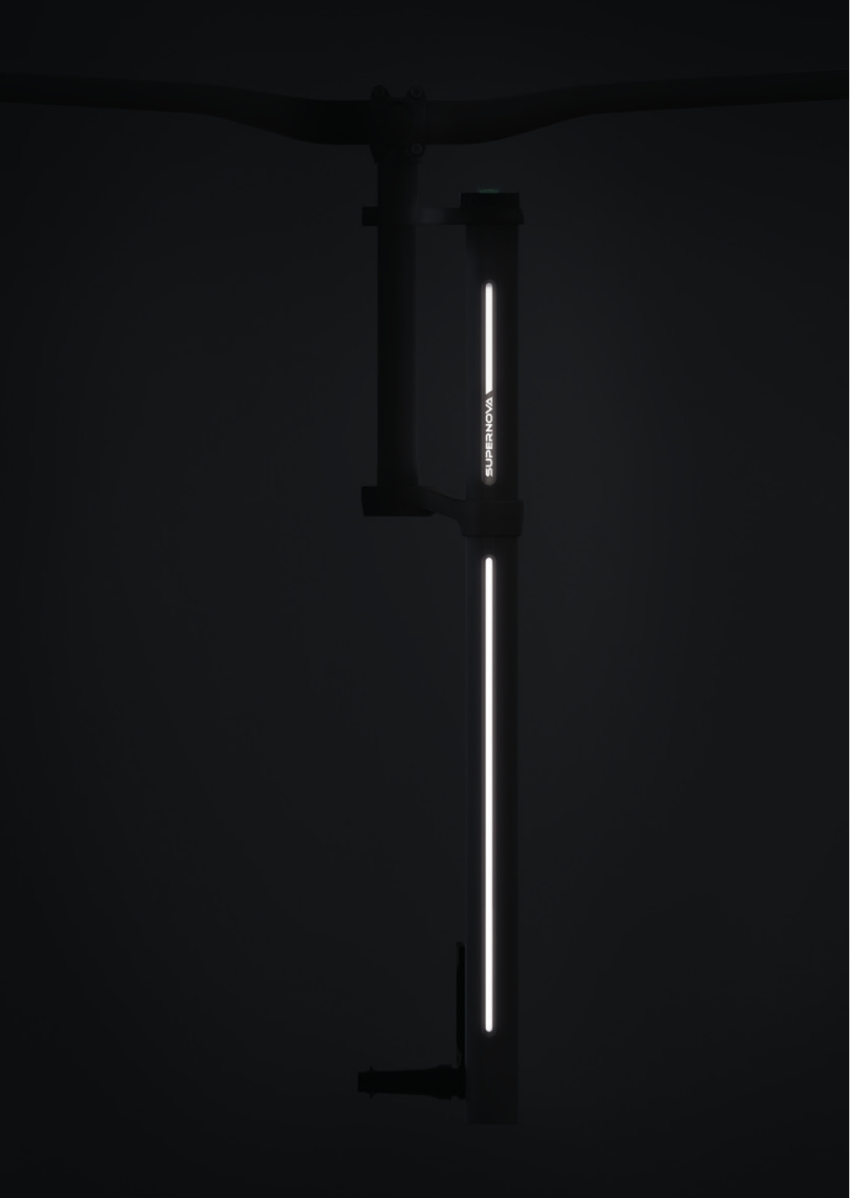SUPERNOVA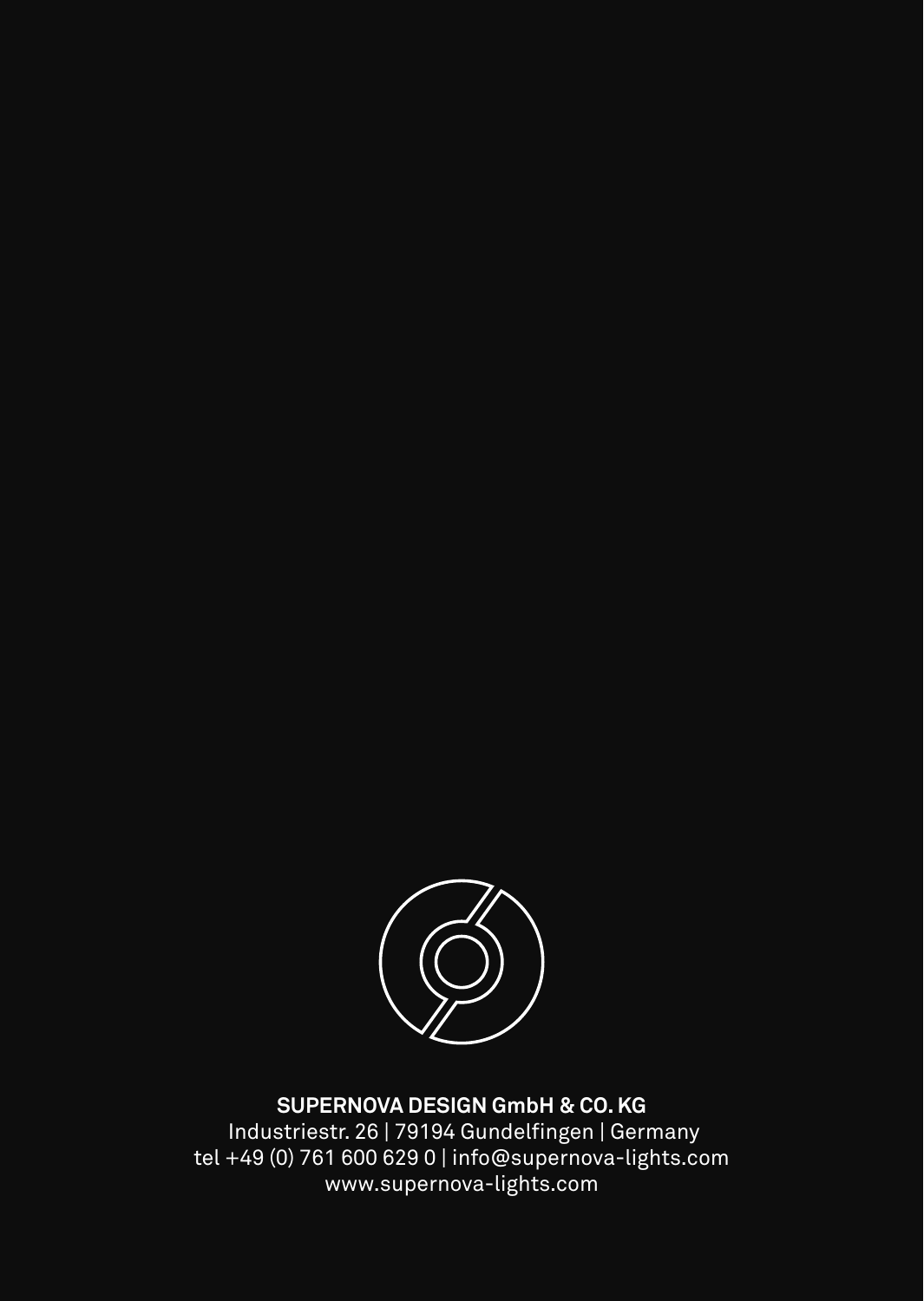**SUPERNOVA DESIGN GmbH & CO. KG**
Industriestr. 26 | 79194 Gundelfingen | Germany
tel +49 (0) 761 600 629 0 | info@supernova-lights.com
www.supernova-lights.com